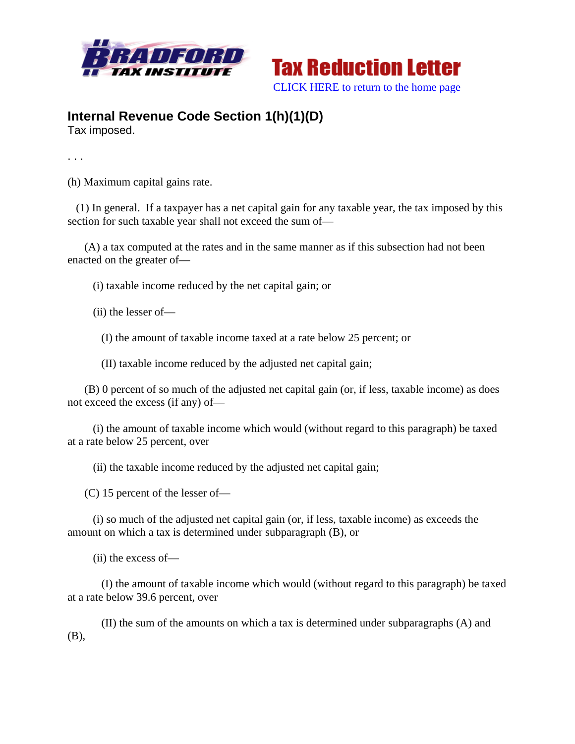Bradford Tax Institute

**Tax Reduction Letter**

CLICK HERE to return to the home page

## Internal Revenue Code Section 1(h)(1)(D)

Tax imposed.

. . .

(h) Maximum capital gains rate.

(1) In general. If a taxpayer has a net capital gain for any taxable year, the tax imposed by this section for such taxable year shall not exceed the sum of—

(A) a tax computed at the rates and in the same manner as if this subsection had not been enacted on the greater of—

(i) taxable income reduced by the net capital gain; or

(ii) the lesser of—

(I) the amount of taxable income taxed at a rate below 25 percent; or

(II) taxable income reduced by the adjusted net capital gain;

(B) 0 percent of so much of the adjusted net capital gain (or, if less, taxable income) as does not exceed the excess (if any) of—

(i) the amount of taxable income which would (without regard to this paragraph) be taxed at a rate below 25 percent, over

(ii) the taxable income reduced by the adjusted net capital gain;

(C) 15 percent of the lesser of—

(i) so much of the adjusted net capital gain (or, if less, taxable income) as exceeds the amount on which a tax is determined under subparagraph (B), or

(ii) the excess of—

(I) the amount of taxable income which would (without regard to this paragraph) be taxed at a rate below 39.6 percent, over

(II) the sum of the amounts on which a tax is determined under subparagraphs (A) and (B),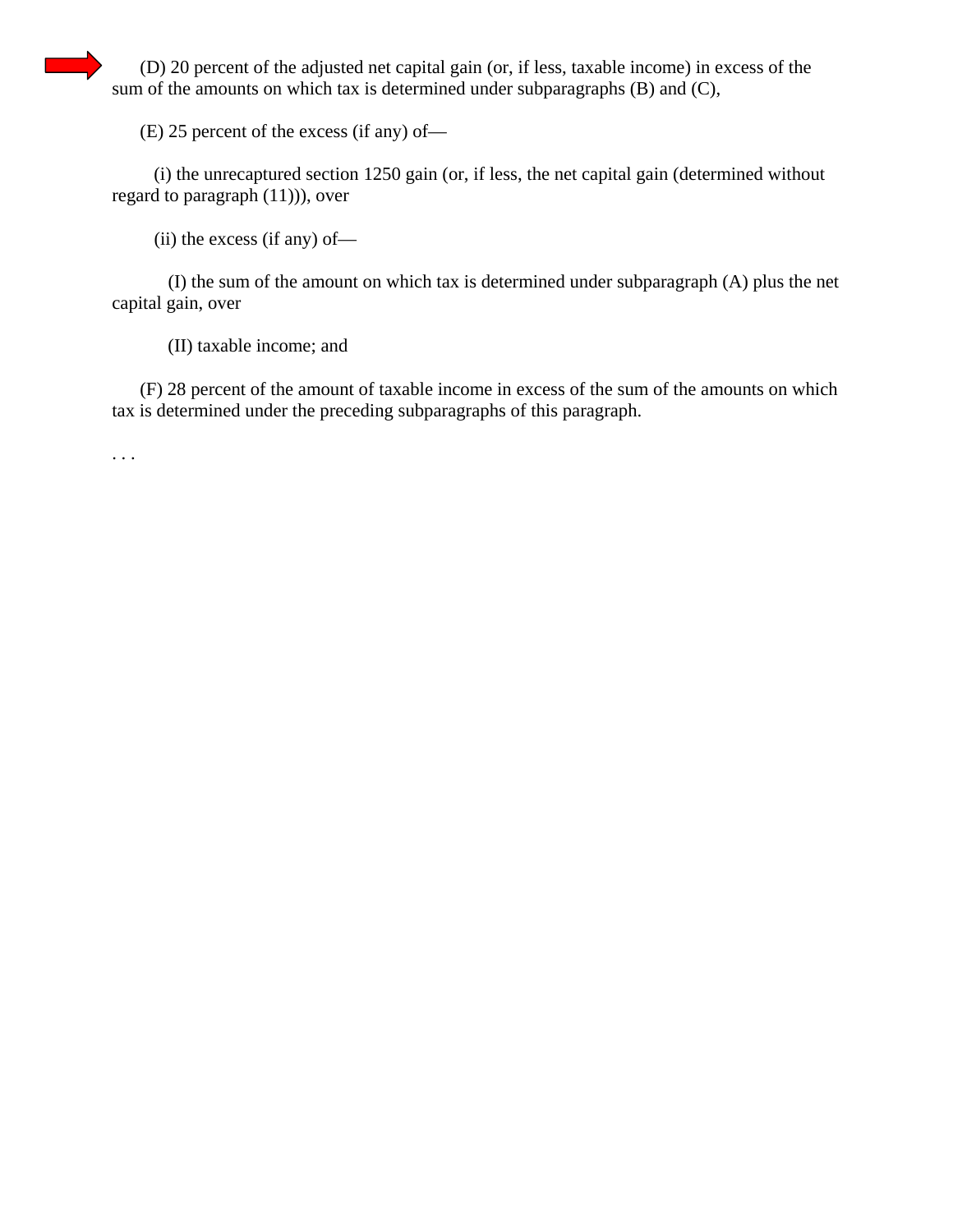(D) 20 percent of the adjusted net capital gain (or, if less, taxable income) in excess of the sum of the amounts on which tax is determined under subparagraphs (B) and (C),

(E) 25 percent of the excess (if any) of—

(i) the unrecaptured section 1250 gain (or, if less, the net capital gain (determined without regard to paragraph (11))), over

(ii) the excess (if any) of—

(I) the sum of the amount on which tax is determined under subparagraph (A) plus the net capital gain, over

(II) taxable income; and

(F) 28 percent of the amount of taxable income in excess of the sum of the amounts on which tax is determined under the preceding subparagraphs of this paragraph.

. . .